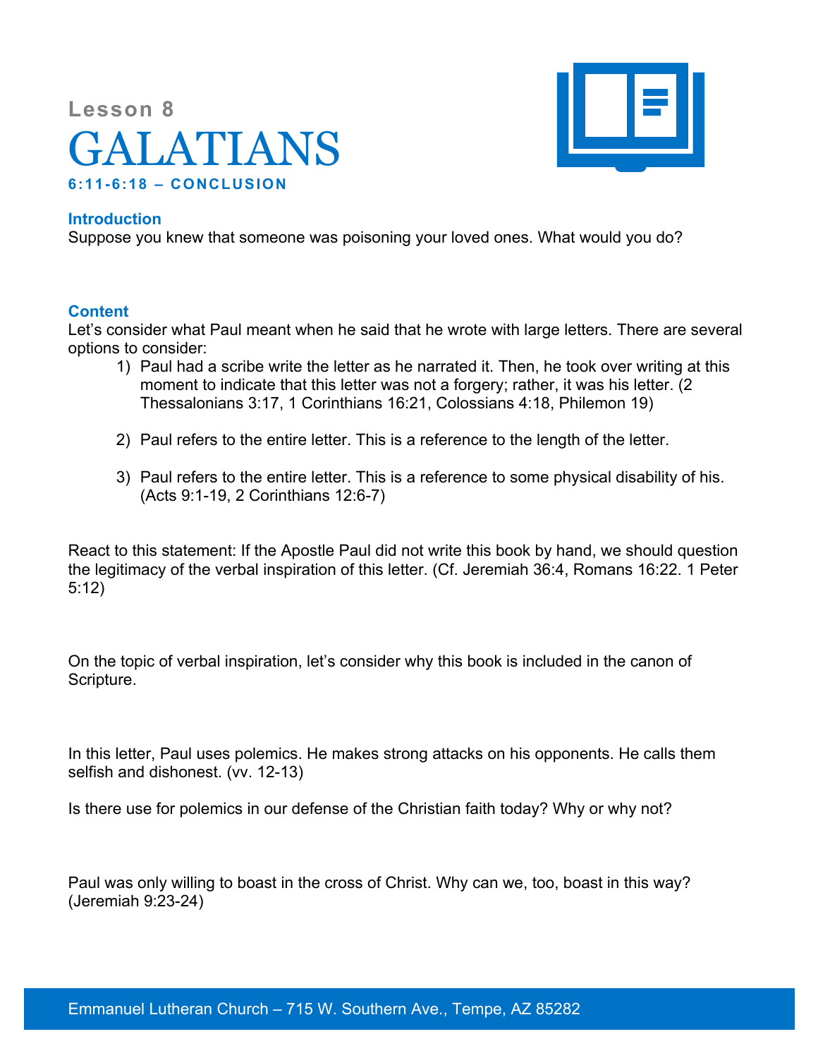Lesson 8

# GALATIANS

### 6:11-6:18 – CONCLUSION

## Introduction

Suppose you knew that someone was poisoning your loved ones. What would you do?

## Content

Let's consider what Paul meant when he said that he wrote with large letters. There are several options to consider:

1) Paul had a scribe write the letter as he narrated it. Then, he took over writing at this moment to indicate that this letter was not a forgery; rather, it was his letter. (2 Thessalonians 3:17, 1 Corinthians 16:21, Colossians 4:18, Philemon 19)

2) Paul refers to the entire letter. This is a reference to the length of the letter.

3) Paul refers to the entire letter. This is a reference to some physical disability of his. (Acts 9:1-19, 2 Corinthians 12:6-7)

React to this statement: If the Apostle Paul did not write this book by hand, we should question the legitimacy of the verbal inspiration of this letter. (Cf. Jeremiah 36:4, Romans 16:22. 1 Peter 5:12)

On the topic of verbal inspiration, let's consider why this book is included in the canon of Scripture.

In this letter, Paul uses polemics. He makes strong attacks on his opponents. He calls them selfish and dishonest. (vv. 12-13)

Is there use for polemics in our defense of the Christian faith today? Why or why not?

Paul was only willing to boast in the cross of Christ. Why can we, too, boast in this way? (Jeremiah 9:23-24)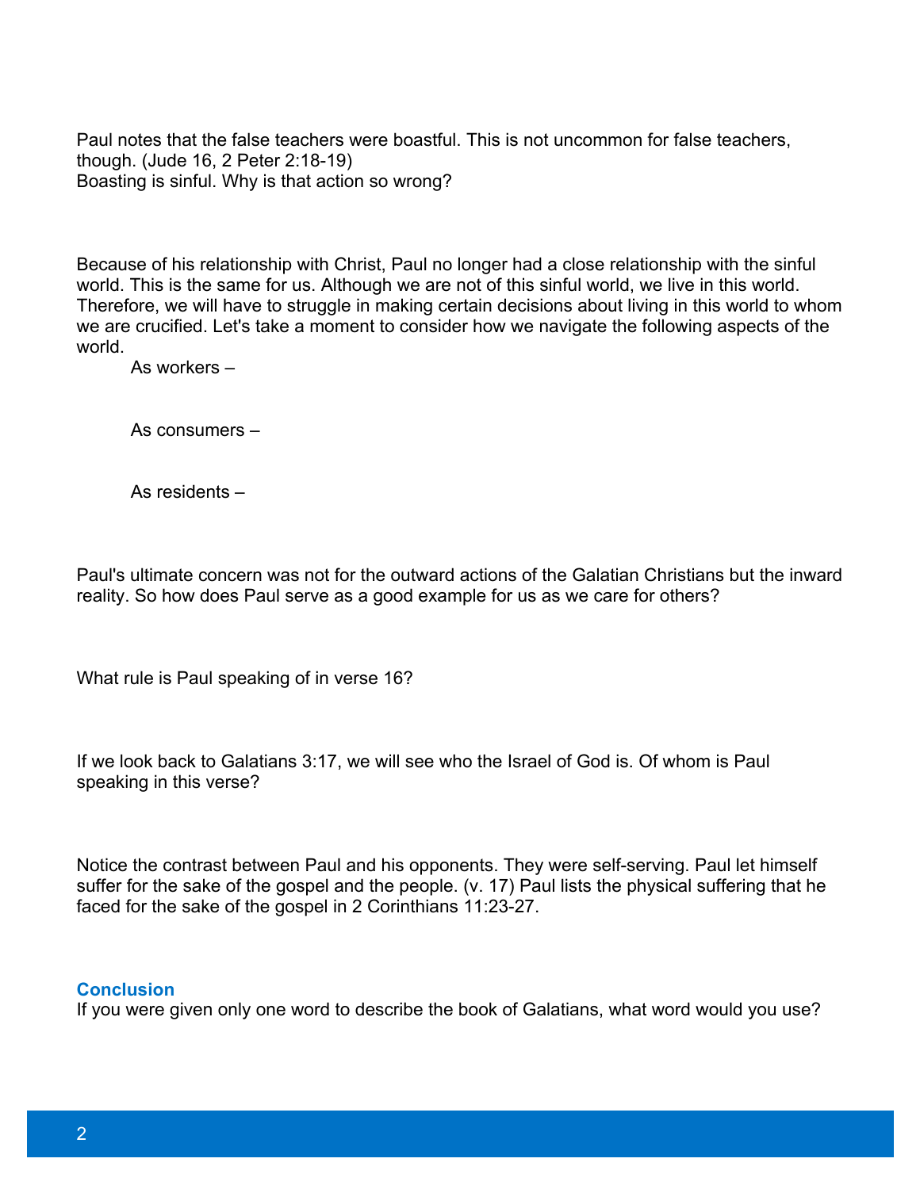Paul notes that the false teachers were boastful. This is not uncommon for false teachers, though. (Jude 16, 2 Peter 2:18-19)
Boasting is sinful. Why is that action so wrong?

Because of his relationship with Christ, Paul no longer had a close relationship with the sinful world. This is the same for us. Although we are not of this sinful world, we live in this world. Therefore, we will have to struggle in making certain decisions about living in this world to whom we are crucified. Let's take a moment to consider how we navigate the following aspects of the world.

As workers –

As consumers –

As residents –

Paul's ultimate concern was not for the outward actions of the Galatian Christians but the inward reality. So how does Paul serve as a good example for us as we care for others?

What rule is Paul speaking of in verse 16?

If we look back to Galatians 3:17, we will see who the Israel of God is. Of whom is Paul speaking in this verse?

Notice the contrast between Paul and his opponents. They were self-serving. Paul let himself suffer for the sake of the gospel and the people. (v. 17) Paul lists the physical suffering that he faced for the sake of the gospel in 2 Corinthians 11:23-27.

### Conclusion

If you were given only one word to describe the book of Galatians, what word would you use?